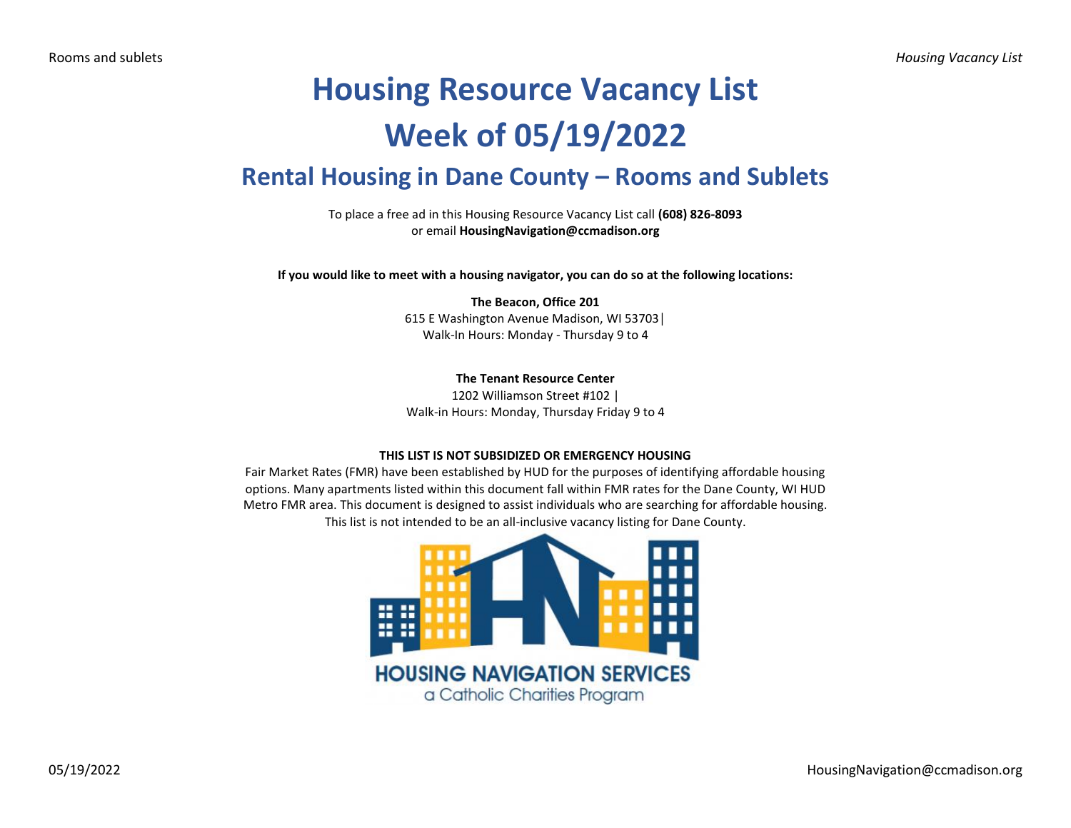# Housing Resource Vacancy List

# Week of 05/19/2022

## Rental Housing in Dane County – Rooms and Sublets

To place a free ad in this Housing Resource Vacancy List call **(608) 826-8093**
or email **HousingNavigation@ccmadison.org**

**If you would like to meet with a housing navigator, you can do so at the following locations:**

**The Beacon, Office 201**
615 E Washington Avenue Madison, WI 53703|
Walk-In Hours: Monday - Thursday 9 to 4

**The Tenant Resource Center**
1202 Williamson Street #102 |
Walk-in Hours: Monday, Thursday Friday 9 to 4

**THIS LIST IS NOT SUBSIDIZED OR EMERGENCY HOUSING**

Fair Market Rates (FMR) have been established by HUD for the purposes of identifying affordable housing options. Many apartments listed within this document fall within FMR rates for the Dane County, WI HUD Metro FMR area. This document is designed to assist individuals who are searching for affordable housing. This list is not intended to be an all-inclusive vacancy listing for Dane County.

HOUSING NAVIGATION SERVICES
a Catholic Charities Program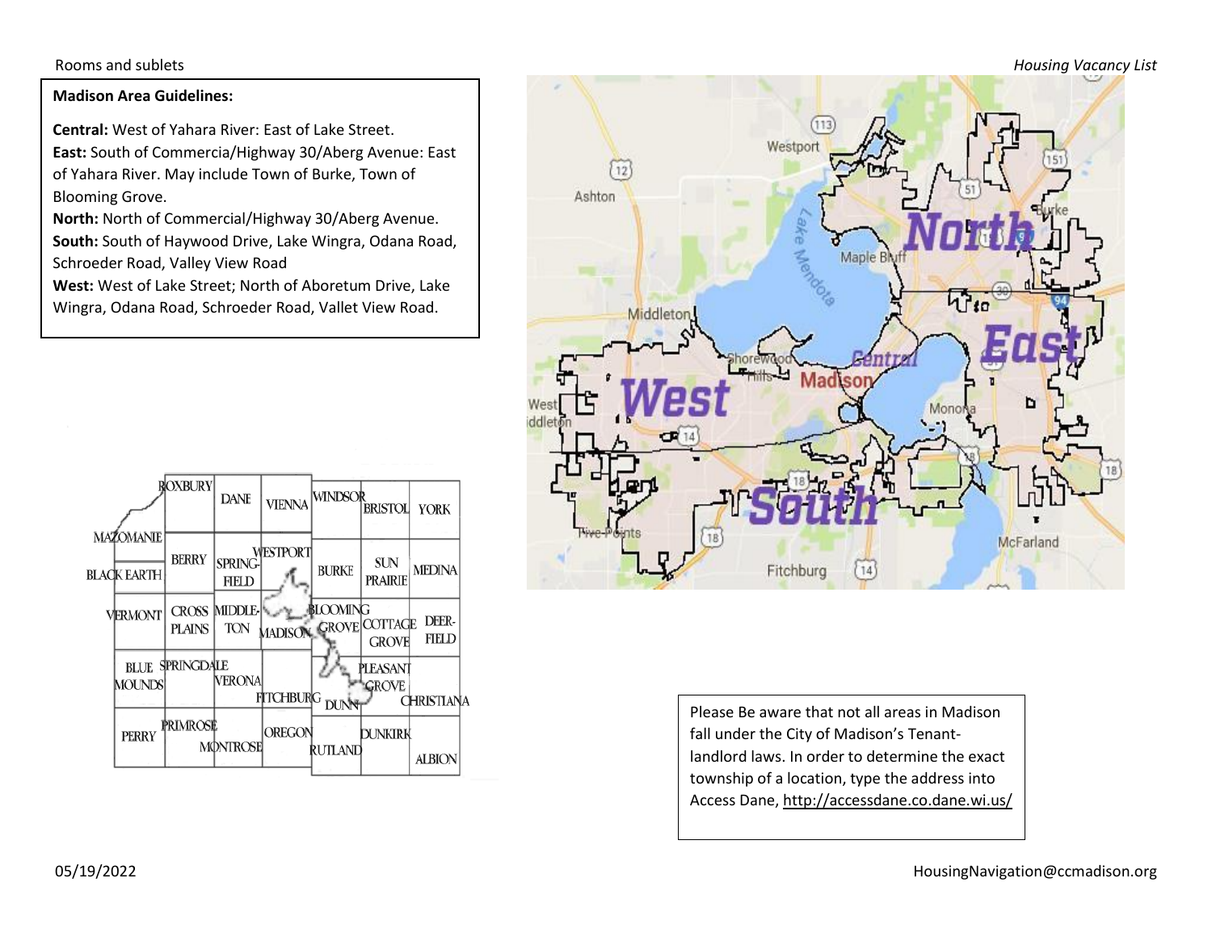**Madison Area Guidelines:**

**Central:** West of Yahara River: East of Lake Street.
**East:** South of Commercia/Highway 30/Aberg Avenue: East of Yahara River. May include Town of Burke, Town of Blooming Grove.
**North:** North of Commercial/Highway 30/Aberg Avenue.
**South:** South of Haywood Drive, Lake Wingra, Odana Road, Schroeder Road, Valley View Road
**West:** West of Lake Street; North of Aboretum Drive, Lake Wingra, Odana Road, Schroeder Road, Vallet View Road.

Please Be aware that not all areas in Madison fall under the City of Madison's Tenant-landlord laws. In order to determine the exact township of a location, type the address into Access Dane, http://accessdane.co.dane.wi.us/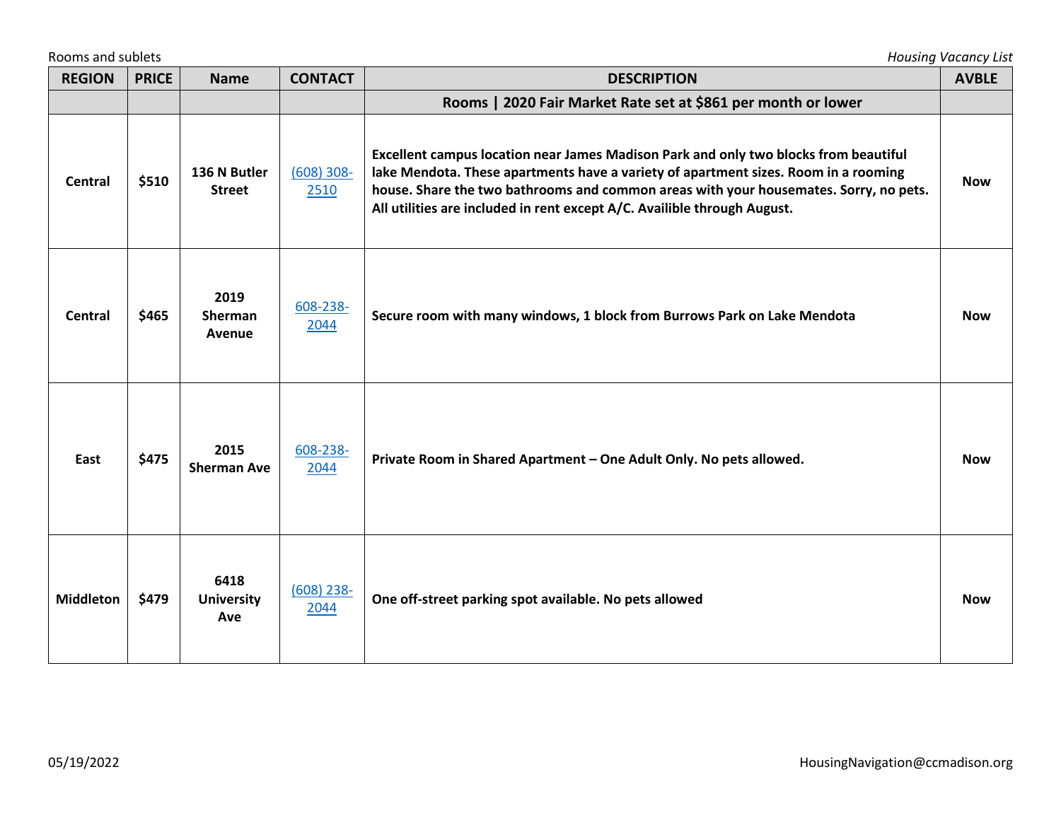| REGION | PRICE | Name | CONTACT | DESCRIPTION | AVBLE |
|---|---|---|---|---|---|
| | | | | **Rooms \| 2020 Fair Market Rate set at $861 per month or lower** | |
| **Central** | **$510** | **136 N Butler Street** | (608) 308-2510 | **Excellent campus location near James Madison Park and only two blocks from beautiful lake Mendota. These apartments have a variety of apartment sizes. Room in a rooming house. Share the two bathrooms and common areas with your housemates. Sorry, no pets. All utilities are included in rent except A/C. Availible through August.** | **Now** |
| **Central** | **$465** | **2019 Sherman Avenue** | 608-238-2044 | **Secure room with many windows, 1 block from Burrows Park on Lake Mendota** | **Now** |
| **East** | **$475** | **2015 Sherman Ave** | 608-238-2044 | **Private Room in Shared Apartment – One Adult Only. No pets allowed.** | **Now** |
| **Middleton** | **$479** | **6418 University Ave** | (608) 238-2044 | **One off-street parking spot available. No pets allowed** | **Now** |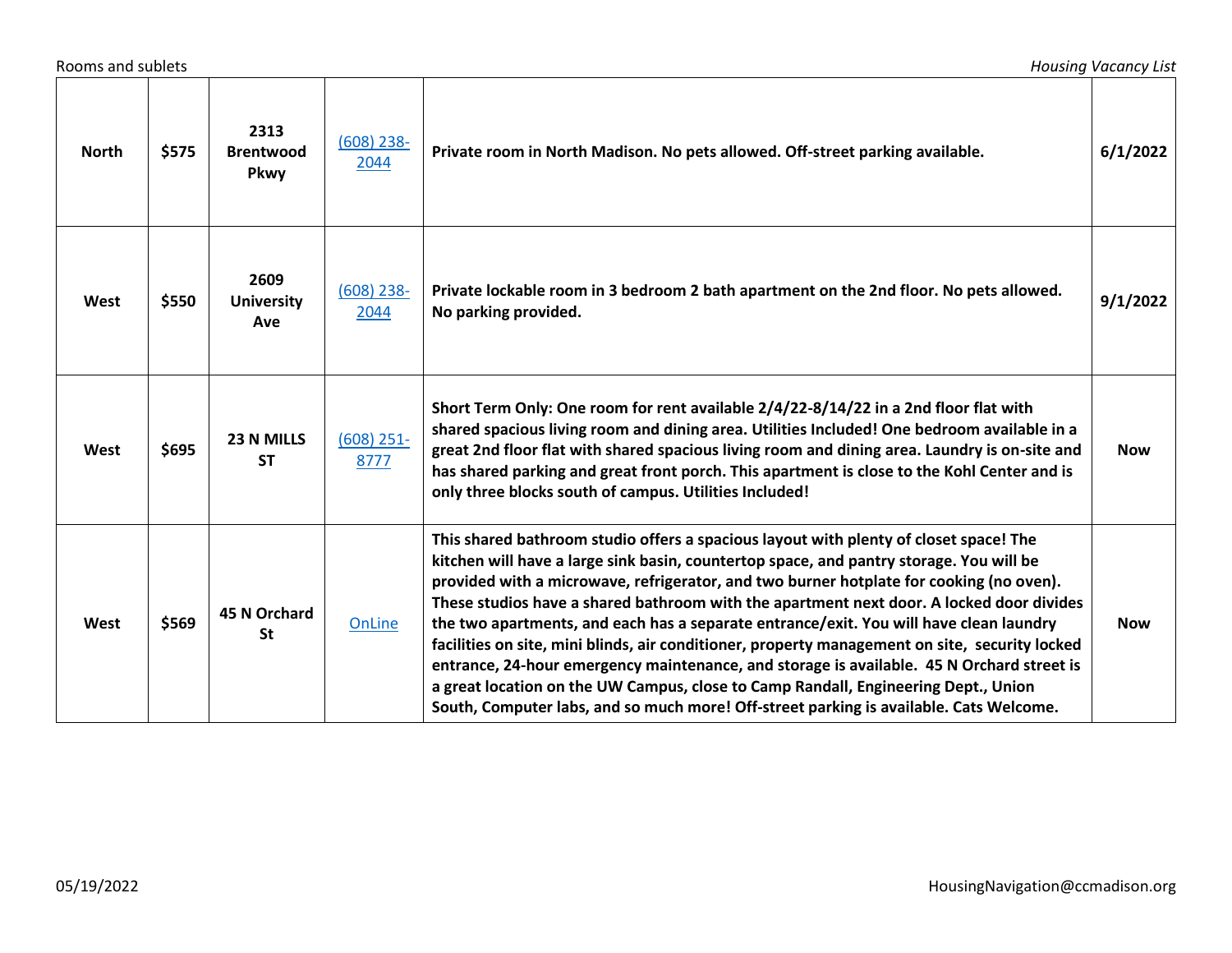| | | | | | |
|---|---|---|---|---|---|
| **North** | **$575** | **2313 Brentwood Pkwy** | (608) 238-2044 | **Private room in North Madison. No pets allowed. Off-street parking available.** | **6/1/2022** |
| **West** | **$550** | **2609 University Ave** | (608) 238-2044 | **Private lockable room in 3 bedroom 2 bath apartment on the 2nd floor. No pets allowed. No parking provided.** | **9/1/2022** |
| **West** | **$695** | **23 N MILLS ST** | (608) 251-8777 | **Short Term Only: One room for rent available 2/4/22-8/14/22 in a 2nd floor flat with shared spacious living room and dining area. Utilities Included! One bedroom available in a great 2nd floor flat with shared spacious living room and dining area. Laundry is on-site and has shared parking and great front porch. This apartment is close to the Kohl Center and is only three blocks south of campus. Utilities Included!** | **Now** |
| **West** | **$569** | **45 N Orchard St** | OnLine | **This shared bathroom studio offers a spacious layout with plenty of closet space! The kitchen will have a large sink basin, countertop space, and pantry storage. You will be provided with a microwave, refrigerator, and two burner hotplate for cooking (no oven). These studios have a shared bathroom with the apartment next door. A locked door divides the two apartments, and each has a separate entrance/exit. You will have clean laundry facilities on site, mini blinds, air conditioner, property management on site, security locked entrance, 24-hour emergency maintenance, and storage is available. 45 N Orchard street is a great location on the UW Campus, close to Camp Randall, Engineering Dept., Union South, Computer labs, and so much more! Off-street parking is available. Cats Welcome.** | **Now** |